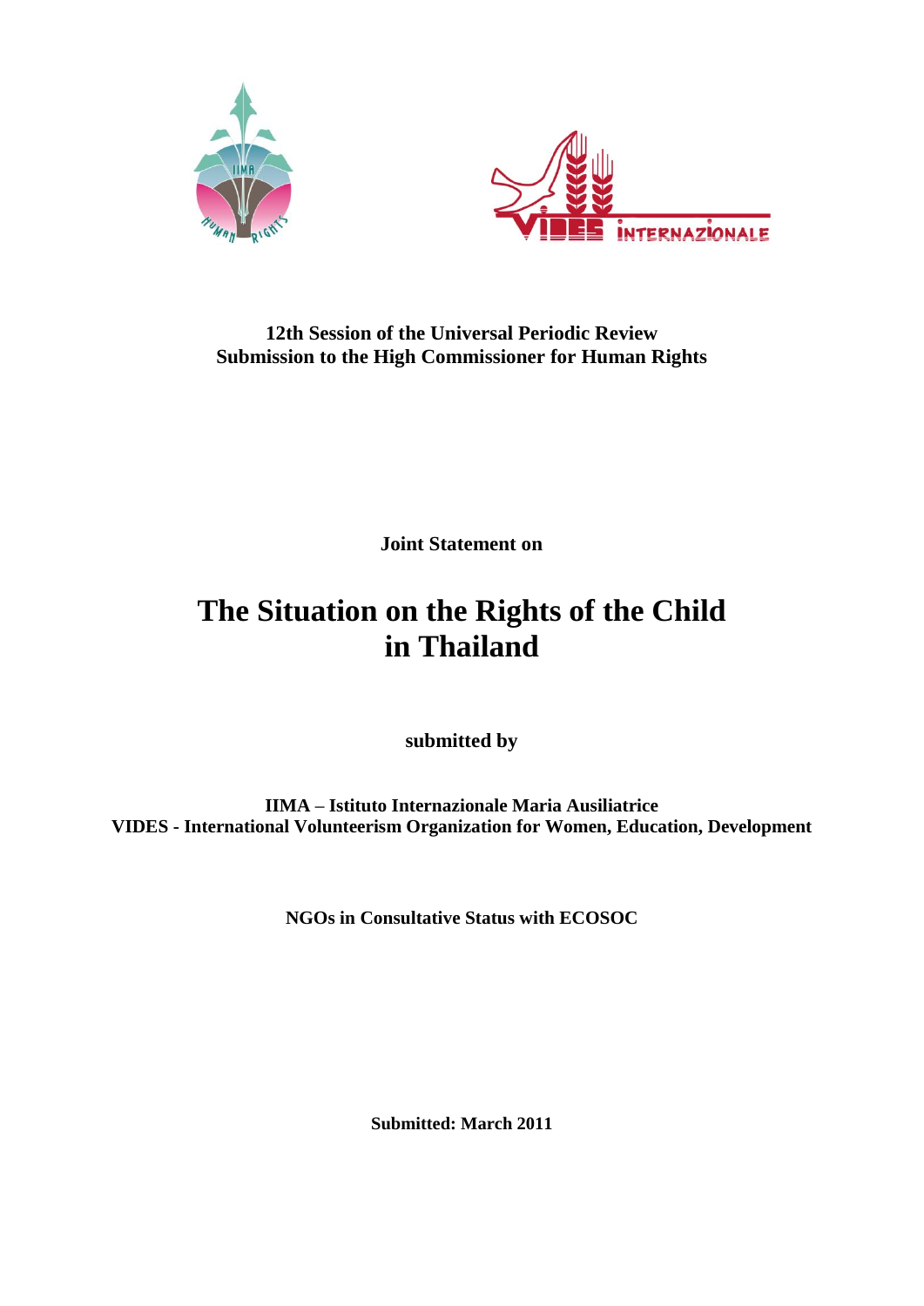**12th Session of the Universal Periodic Review**
**Submission to the High Commissioner for Human Rights**

**Joint Statement on**

# The Situation on the Rights of the Child in Thailand

**submitted by**

**IIMA – Istituto Internazionale Maria Ausiliatrice**
**VIDES - International Volunteerism Organization for Women, Education, Development**

**NGOs in Consultative Status with ECOSOC**

**Submitted: March 2011**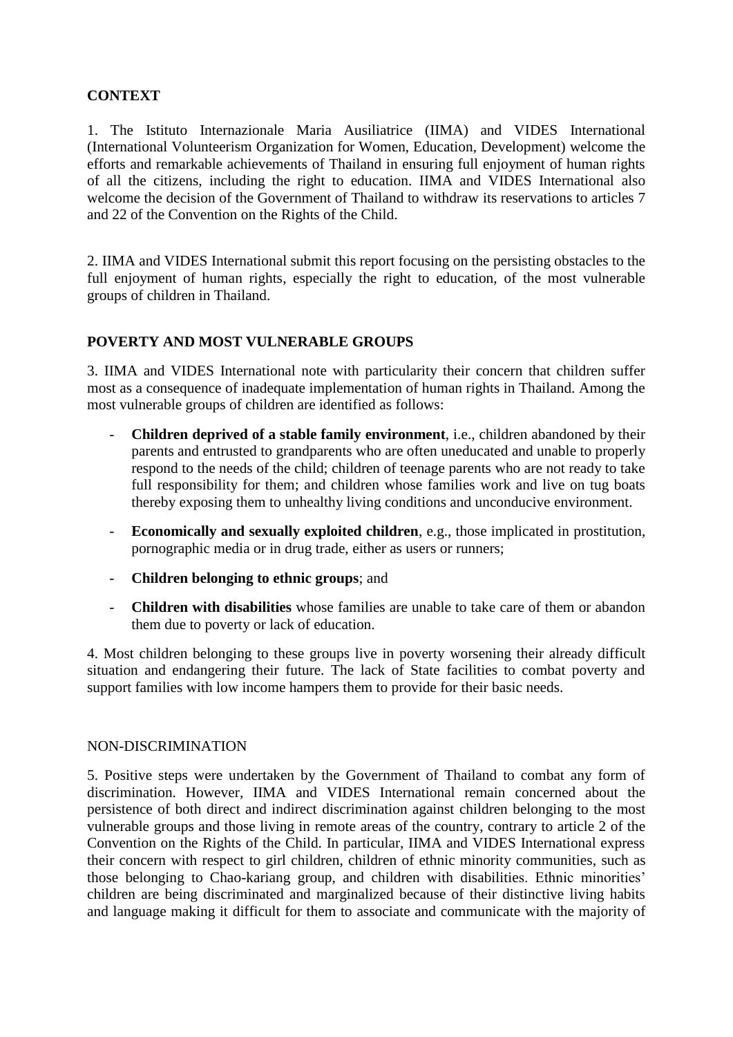## CONTEXT

1. The Istituto Internazionale Maria Ausiliatrice (IIMA) and VIDES International (International Volunteerism Organization for Women, Education, Development) welcome the efforts and remarkable achievements of Thailand in ensuring full enjoyment of human rights of all the citizens, including the right to education. IIMA and VIDES International also welcome the decision of the Government of Thailand to withdraw its reservations to articles 7 and 22 of the Convention on the Rights of the Child.

2. IIMA and VIDES International submit this report focusing on the persisting obstacles to the full enjoyment of human rights, especially the right to education, of the most vulnerable groups of children in Thailand.

## POVERTY AND MOST VULNERABLE GROUPS

3. IIMA and VIDES International note with particularity their concern that children suffer most as a consequence of inadequate implementation of human rights in Thailand. Among the most vulnerable groups of children are identified as follows:

- **Children deprived of a stable family environment**, i.e., children abandoned by their parents and entrusted to grandparents who are often uneducated and unable to properly respond to the needs of the child; children of teenage parents who are not ready to take full responsibility for them; and children whose families work and live on tug boats thereby exposing them to unhealthy living conditions and unconducive environment.
- **Economically and sexually exploited children**, e.g., those implicated in prostitution, pornographic media or in drug trade, either as users or runners;
- **Children belonging to ethnic groups**; and
- **Children with disabilities** whose families are unable to take care of them or abandon them due to poverty or lack of education.

4. Most children belonging to these groups live in poverty worsening their already difficult situation and endangering their future. The lack of State facilities to combat poverty and support families with low income hampers them to provide for their basic needs.

### NON-DISCRIMINATION

5. Positive steps were undertaken by the Government of Thailand to combat any form of discrimination. However, IIMA and VIDES International remain concerned about the persistence of both direct and indirect discrimination against children belonging to the most vulnerable groups and those living in remote areas of the country, contrary to article 2 of the Convention on the Rights of the Child. In particular, IIMA and VIDES International express their concern with respect to girl children, children of ethnic minority communities, such as those belonging to Chao-kariang group, and children with disabilities. Ethnic minorities' children are being discriminated and marginalized because of their distinctive living habits and language making it difficult for them to associate and communicate with the majority of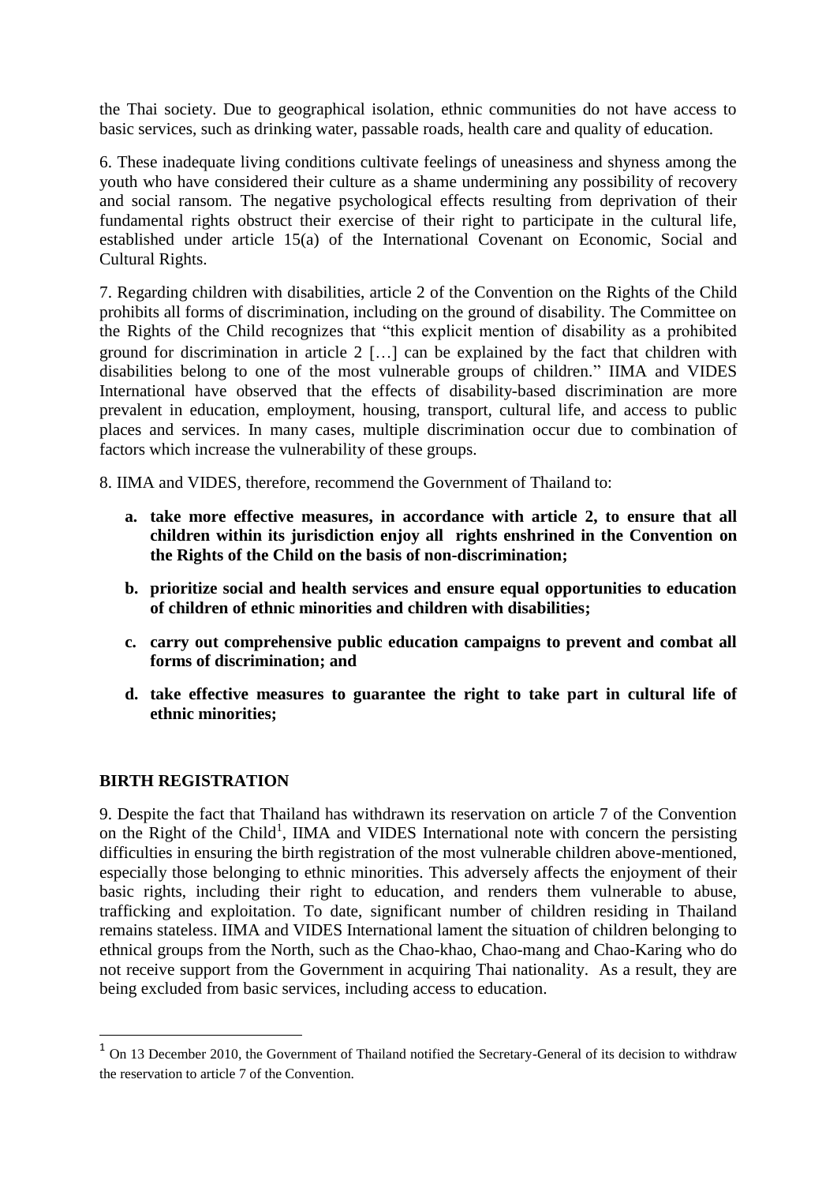the Thai society. Due to geographical isolation, ethnic communities do not have access to basic services, such as drinking water, passable roads, health care and quality of education.

6. These inadequate living conditions cultivate feelings of uneasiness and shyness among the youth who have considered their culture as a shame undermining any possibility of recovery and social ransom. The negative psychological effects resulting from deprivation of their fundamental rights obstruct their exercise of their right to participate in the cultural life, established under article 15(a) of the International Covenant on Economic, Social and Cultural Rights.

7. Regarding children with disabilities, article 2 of the Convention on the Rights of the Child prohibits all forms of discrimination, including on the ground of disability. The Committee on the Rights of the Child recognizes that "this explicit mention of disability as a prohibited ground for discrimination in article 2 […] can be explained by the fact that children with disabilities belong to one of the most vulnerable groups of children." IIMA and VIDES International have observed that the effects of disability-based discrimination are more prevalent in education, employment, housing, transport, cultural life, and access to public places and services. In many cases, multiple discrimination occur due to combination of factors which increase the vulnerability of these groups.

8. IIMA and VIDES, therefore, recommend the Government of Thailand to:

a. **take more effective measures, in accordance with article 2, to ensure that all children within its jurisdiction enjoy all rights enshrined in the Convention on the Rights of the Child on the basis of non-discrimination;**

b. **prioritize social and health services and ensure equal opportunities to education of children of ethnic minorities and children with disabilities;**

c. **carry out comprehensive public education campaigns to prevent and combat all forms of discrimination; and**

d. **take effective measures to guarantee the right to take part in cultural life of ethnic minorities;**

## BIRTH REGISTRATION

9. Despite the fact that Thailand has withdrawn its reservation on article 7 of the Convention on the Right of the Child[1], IIMA and VIDES International note with concern the persisting difficulties in ensuring the birth registration of the most vulnerable children above-mentioned, especially those belonging to ethnic minorities. This adversely affects the enjoyment of their basic rights, including their right to education, and renders them vulnerable to abuse, trafficking and exploitation. To date, significant number of children residing in Thailand remains stateless. IIMA and VIDES International lament the situation of children belonging to ethnical groups from the North, such as the Chao-khao, Chao-mang and Chao-Karing who do not receive support from the Government in acquiring Thai nationality. As a result, they are being excluded from basic services, including access to education.

---

[1] On 13 December 2010, the Government of Thailand notified the Secretary-General of its decision to withdraw the reservation to article 7 of the Convention.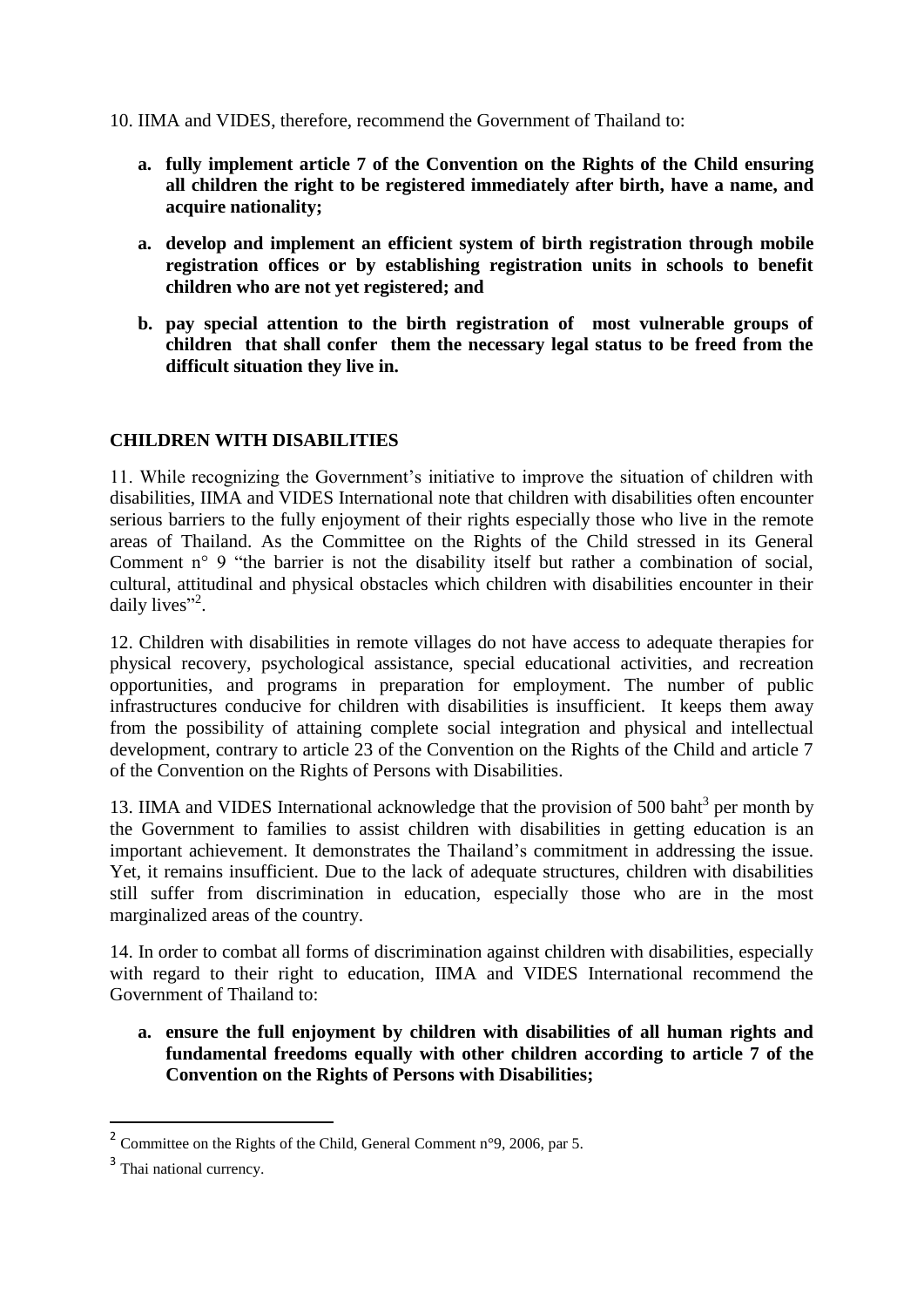10. IIMA and VIDES, therefore, recommend the Government of Thailand to:

- **a. fully implement article 7 of the Convention on the Rights of the Child ensuring all children the right to be registered immediately after birth, have a name, and acquire nationality;**
- **a. develop and implement an efficient system of birth registration through mobile registration offices or by establishing registration units in schools to benefit children who are not yet registered; and**
- **b. pay special attention to the birth registration of most vulnerable groups of children that shall confer them the necessary legal status to be freed from the difficult situation they live in.**

## CHILDREN WITH DISABILITIES

11. While recognizing the Government's initiative to improve the situation of children with disabilities, IIMA and VIDES International note that children with disabilities often encounter serious barriers to the fully enjoyment of their rights especially those who live in the remote areas of Thailand. As the Committee on the Rights of the Child stressed in its General Comment n° 9 "the barrier is not the disability itself but rather a combination of social, cultural, attitudinal and physical obstacles which children with disabilities encounter in their daily lives"[2].

12. Children with disabilities in remote villages do not have access to adequate therapies for physical recovery, psychological assistance, special educational activities, and recreation opportunities, and programs in preparation for employment. The number of public infrastructures conducive for children with disabilities is insufficient. It keeps them away from the possibility of attaining complete social integration and physical and intellectual development, contrary to article 23 of the Convention on the Rights of the Child and article 7 of the Convention on the Rights of Persons with Disabilities.

13. IIMA and VIDES International acknowledge that the provision of 500 baht[3] per month by the Government to families to assist children with disabilities in getting education is an important achievement. It demonstrates the Thailand's commitment in addressing the issue. Yet, it remains insufficient. Due to the lack of adequate structures, children with disabilities still suffer from discrimination in education, especially those who are in the most marginalized areas of the country.

14. In order to combat all forms of discrimination against children with disabilities, especially with regard to their right to education, IIMA and VIDES International recommend the Government of Thailand to:

- **a. ensure the full enjoyment by children with disabilities of all human rights and fundamental freedoms equally with other children according to article 7 of the Convention on the Rights of Persons with Disabilities;**

---

[2] Committee on the Rights of the Child, General Comment n°9, 2006, par 5.

[3] Thai national currency.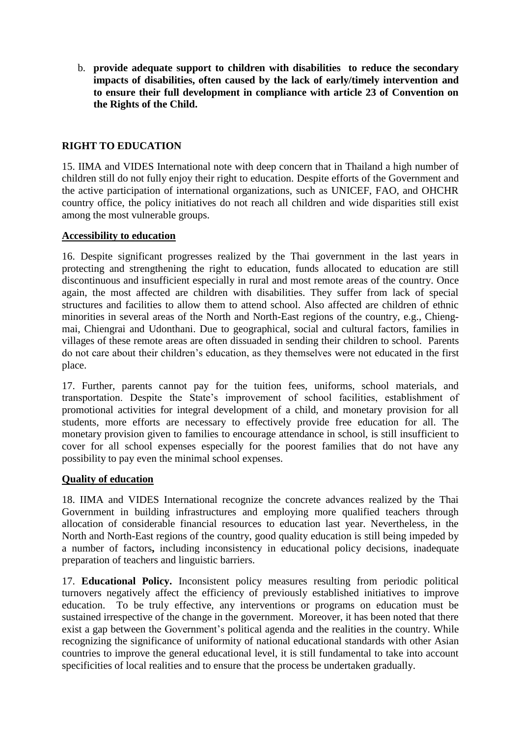b. **provide adequate support to children with disabilities to reduce the secondary impacts of disabilities, often caused by the lack of early/timely intervention and to ensure their full development in compliance with article 23 of Convention on the Rights of the Child.**

## RIGHT TO EDUCATION

15. IIMA and VIDES International note with deep concern that in Thailand a high number of children still do not fully enjoy their right to education. Despite efforts of the Government and the active participation of international organizations, such as UNICEF, FAO, and OHCHR country office, the policy initiatives do not reach all children and wide disparities still exist among the most vulnerable groups.

### Accessibility to education

16. Despite significant progresses realized by the Thai government in the last years in protecting and strengthening the right to education, funds allocated to education are still discontinuous and insufficient especially in rural and most remote areas of the country. Once again, the most affected are children with disabilities. They suffer from lack of special structures and facilities to allow them to attend school. Also affected are children of ethnic minorities in several areas of the North and North-East regions of the country, e.g., Chieng-mai, Chiengrai and Udonthani. Due to geographical, social and cultural factors, families in villages of these remote areas are often dissuaded in sending their children to school. Parents do not care about their children's education, as they themselves were not educated in the first place.

17. Further, parents cannot pay for the tuition fees, uniforms, school materials, and transportation. Despite the State's improvement of school facilities, establishment of promotional activities for integral development of a child, and monetary provision for all students, more efforts are necessary to effectively provide free education for all. The monetary provision given to families to encourage attendance in school, is still insufficient to cover for all school expenses especially for the poorest families that do not have any possibility to pay even the minimal school expenses.

### Quality of education

18. IIMA and VIDES International recognize the concrete advances realized by the Thai Government in building infrastructures and employing more qualified teachers through allocation of considerable financial resources to education last year. Nevertheless, in the North and North-East regions of the country, good quality education is still being impeded by a number of factors**,** including inconsistency in educational policy decisions, inadequate preparation of teachers and linguistic barriers.

17. **Educational Policy.** Inconsistent policy measures resulting from periodic political turnovers negatively affect the efficiency of previously established initiatives to improve education. To be truly effective, any interventions or programs on education must be sustained irrespective of the change in the government. Moreover, it has been noted that there exist a gap between the Government's political agenda and the realities in the country. While recognizing the significance of uniformity of national educational standards with other Asian countries to improve the general educational level, it is still fundamental to take into account specificities of local realities and to ensure that the process be undertaken gradually.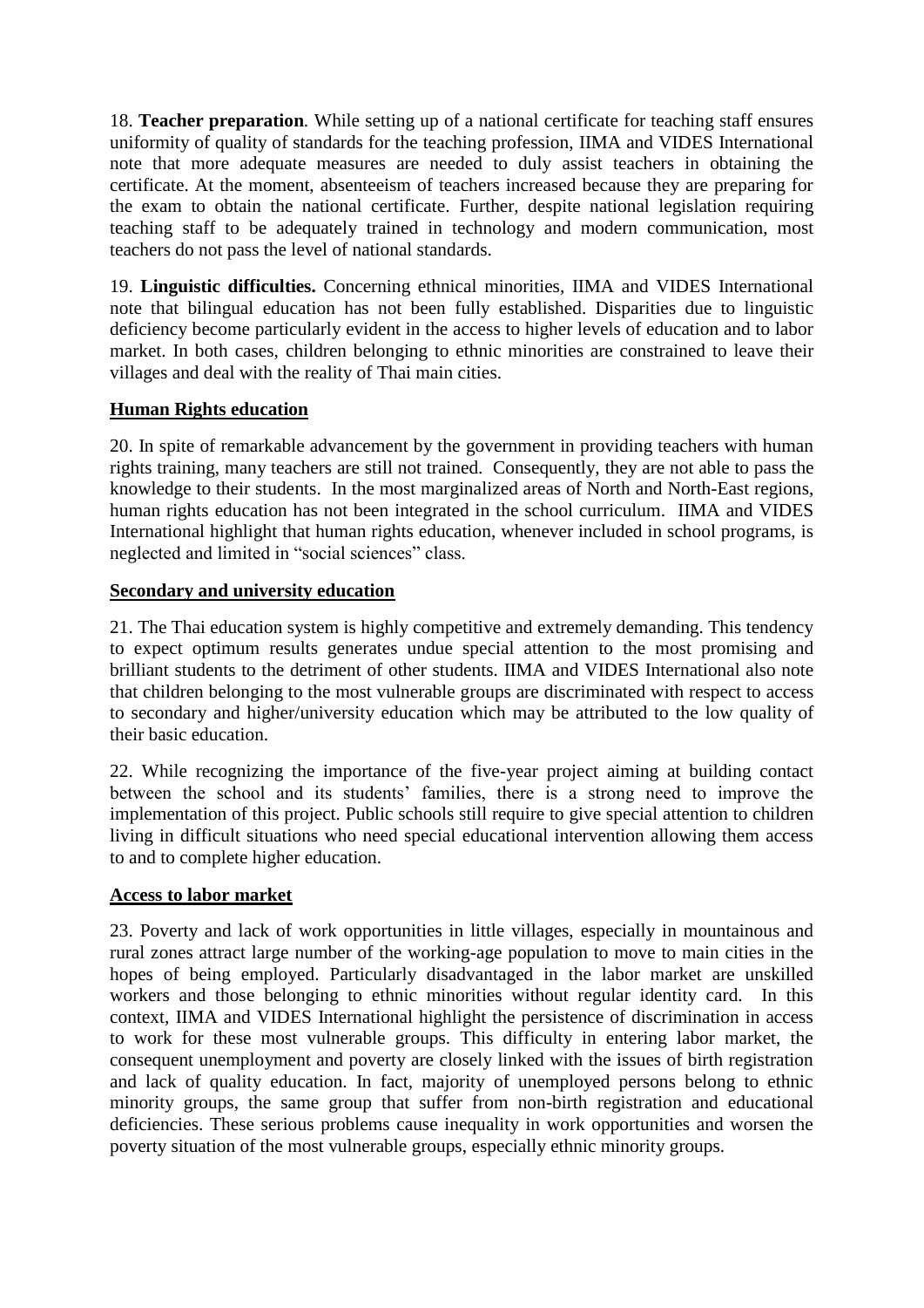18. **Teacher preparation**. While setting up of a national certificate for teaching staff ensures uniformity of quality of standards for the teaching profession, IIMA and VIDES International note that more adequate measures are needed to duly assist teachers in obtaining the certificate. At the moment, absenteeism of teachers increased because they are preparing for the exam to obtain the national certificate. Further, despite national legislation requiring teaching staff to be adequately trained in technology and modern communication, most teachers do not pass the level of national standards.

19. **Linguistic difficulties.** Concerning ethnical minorities, IIMA and VIDES International note that bilingual education has not been fully established. Disparities due to linguistic deficiency become particularly evident in the access to higher levels of education and to labor market. In both cases, children belonging to ethnic minorities are constrained to leave their villages and deal with the reality of Thai main cities.

**Human Rights education**

20. In spite of remarkable advancement by the government in providing teachers with human rights training, many teachers are still not trained. Consequently, they are not able to pass the knowledge to their students. In the most marginalized areas of North and North-East regions, human rights education has not been integrated in the school curriculum. IIMA and VIDES International highlight that human rights education, whenever included in school programs, is neglected and limited in "social sciences" class.

**Secondary and university education**

21. The Thai education system is highly competitive and extremely demanding. This tendency to expect optimum results generates undue special attention to the most promising and brilliant students to the detriment of other students. IIMA and VIDES International also note that children belonging to the most vulnerable groups are discriminated with respect to access to secondary and higher/university education which may be attributed to the low quality of their basic education.

22. While recognizing the importance of the five-year project aiming at building contact between the school and its students' families, there is a strong need to improve the implementation of this project. Public schools still require to give special attention to children living in difficult situations who need special educational intervention allowing them access to and to complete higher education.

**Access to labor market**

23. Poverty and lack of work opportunities in little villages, especially in mountainous and rural zones attract large number of the working-age population to move to main cities in the hopes of being employed. Particularly disadvantaged in the labor market are unskilled workers and those belonging to ethnic minorities without regular identity card. In this context, IIMA and VIDES International highlight the persistence of discrimination in access to work for these most vulnerable groups. This difficulty in entering labor market, the consequent unemployment and poverty are closely linked with the issues of birth registration and lack of quality education. In fact, majority of unemployed persons belong to ethnic minority groups, the same group that suffer from non-birth registration and educational deficiencies. These serious problems cause inequality in work opportunities and worsen the poverty situation of the most vulnerable groups, especially ethnic minority groups.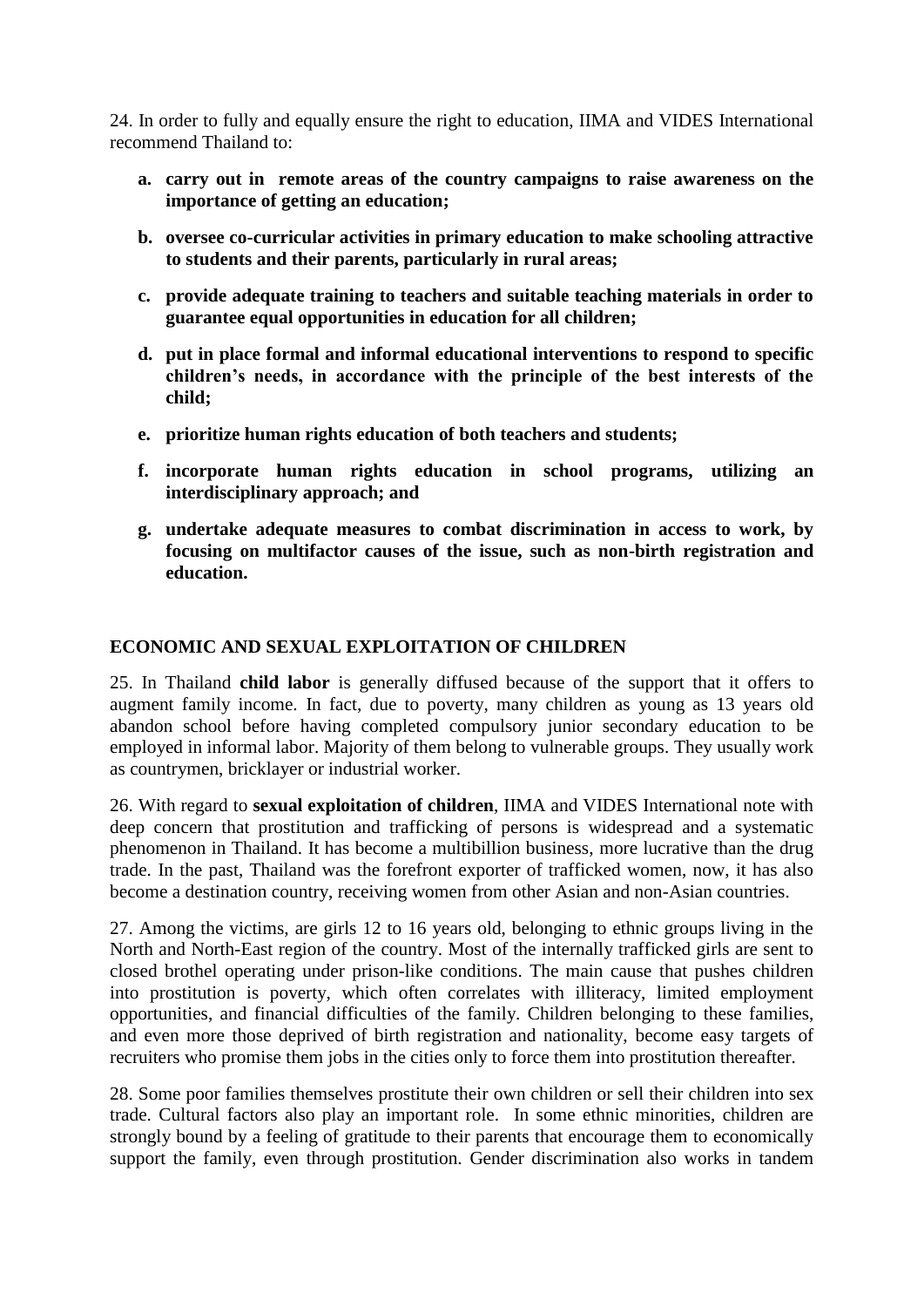24. In order to fully and equally ensure the right to education, IIMA and VIDES International recommend Thailand to:

a. **carry out in remote areas of the country campaigns to raise awareness on the importance of getting an education;**

b. **oversee co-curricular activities in primary education to make schooling attractive to students and their parents, particularly in rural areas;**

c. **provide adequate training to teachers and suitable teaching materials in order to guarantee equal opportunities in education for all children;**

d. **put in place formal and informal educational interventions to respond to specific children's needs, in accordance with the principle of the best interests of the child;**

e. **prioritize human rights education of both teachers and students;**

f. **incorporate human rights education in school programs, utilizing an interdisciplinary approach; and**

g. **undertake adequate measures to combat discrimination in access to work, by focusing on multifactor causes of the issue, such as non-birth registration and education.**

## ECONOMIC AND SEXUAL EXPLOITATION OF CHILDREN

25. In Thailand **child labor** is generally diffused because of the support that it offers to augment family income. In fact, due to poverty, many children as young as 13 years old abandon school before having completed compulsory junior secondary education to be employed in informal labor. Majority of them belong to vulnerable groups. They usually work as countrymen, bricklayer or industrial worker.

26. With regard to **sexual exploitation of children**, IIMA and VIDES International note with deep concern that prostitution and trafficking of persons is widespread and a systematic phenomenon in Thailand. It has become a multibillion business, more lucrative than the drug trade. In the past, Thailand was the forefront exporter of trafficked women, now, it has also become a destination country, receiving women from other Asian and non-Asian countries.

27. Among the victims, are girls 12 to 16 years old, belonging to ethnic groups living in the North and North-East region of the country. Most of the internally trafficked girls are sent to closed brothel operating under prison-like conditions. The main cause that pushes children into prostitution is poverty, which often correlates with illiteracy, limited employment opportunities, and financial difficulties of the family. Children belonging to these families, and even more those deprived of birth registration and nationality, become easy targets of recruiters who promise them jobs in the cities only to force them into prostitution thereafter.

28. Some poor families themselves prostitute their own children or sell their children into sex trade. Cultural factors also play an important role. In some ethnic minorities, children are strongly bound by a feeling of gratitude to their parents that encourage them to economically support the family, even through prostitution. Gender discrimination also works in tandem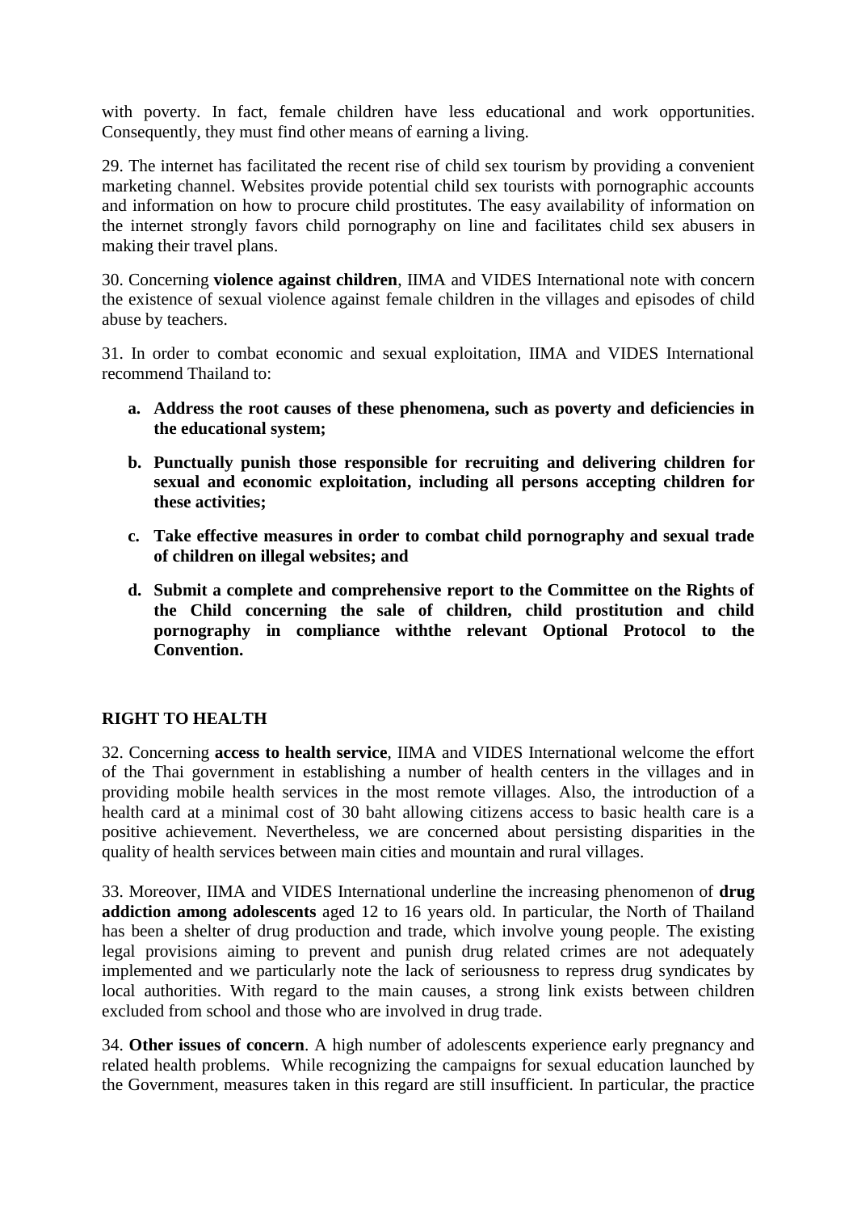with poverty. In fact, female children have less educational and work opportunities. Consequently, they must find other means of earning a living.

29. The internet has facilitated the recent rise of child sex tourism by providing a convenient marketing channel. Websites provide potential child sex tourists with pornographic accounts and information on how to procure child prostitutes. The easy availability of information on the internet strongly favors child pornography on line and facilitates child sex abusers in making their travel plans.

30. Concerning **violence against children**, IIMA and VIDES International note with concern the existence of sexual violence against female children in the villages and episodes of child abuse by teachers.

31. In order to combat economic and sexual exploitation, IIMA and VIDES International recommend Thailand to:

- **a. Address the root causes of these phenomena, such as poverty and deficiencies in the educational system;**
- **b. Punctually punish those responsible for recruiting and delivering children for sexual and economic exploitation, including all persons accepting children for these activities;**
- **c. Take effective measures in order to combat child pornography and sexual trade of children on illegal websites; and**
- **d. Submit a complete and comprehensive report to the Committee on the Rights of the Child concerning the sale of children, child prostitution and child pornography in compliance withthe relevant Optional Protocol to the Convention.**

## RIGHT TO HEALTH

32. Concerning **access to health service**, IIMA and VIDES International welcome the effort of the Thai government in establishing a number of health centers in the villages and in providing mobile health services in the most remote villages. Also, the introduction of a health card at a minimal cost of 30 baht allowing citizens access to basic health care is a positive achievement. Nevertheless, we are concerned about persisting disparities in the quality of health services between main cities and mountain and rural villages.

33. Moreover, IIMA and VIDES International underline the increasing phenomenon of **drug addiction among adolescents** aged 12 to 16 years old. In particular, the North of Thailand has been a shelter of drug production and trade, which involve young people. The existing legal provisions aiming to prevent and punish drug related crimes are not adequately implemented and we particularly note the lack of seriousness to repress drug syndicates by local authorities. With regard to the main causes, a strong link exists between children excluded from school and those who are involved in drug trade.

34. **Other issues of concern**. A high number of adolescents experience early pregnancy and related health problems. While recognizing the campaigns for sexual education launched by the Government, measures taken in this regard are still insufficient. In particular, the practice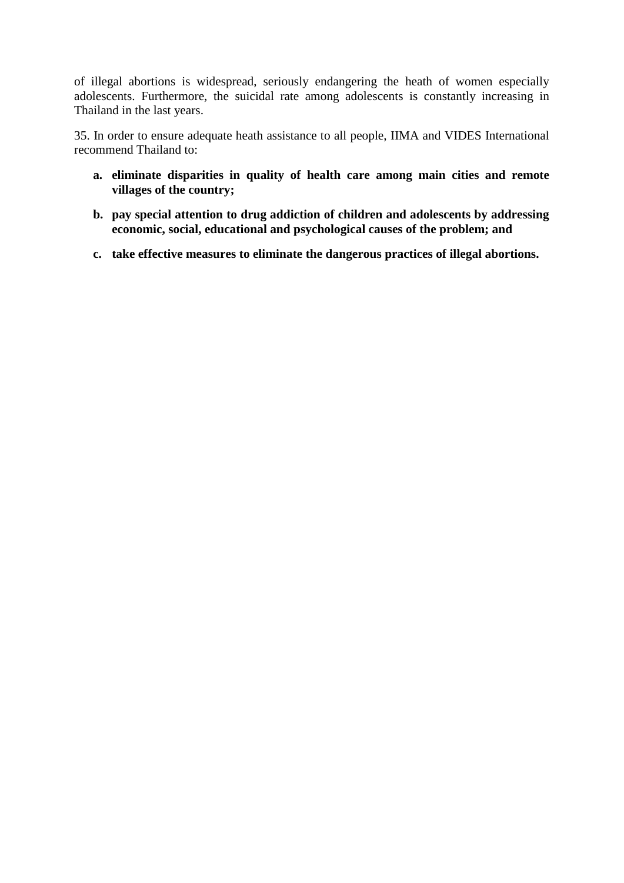of illegal abortions is widespread, seriously endangering the heath of women especially adolescents. Furthermore, the suicidal rate among adolescents is constantly increasing in Thailand in the last years.

35. In order to ensure adequate heath assistance to all people, IIMA and VIDES International recommend Thailand to:

a. **eliminate disparities in quality of health care among main cities and remote villages of the country;**

b. **pay special attention to drug addiction of children and adolescents by addressing economic, social, educational and psychological causes of the problem; and**

c. **take effective measures to eliminate the dangerous practices of illegal abortions.**